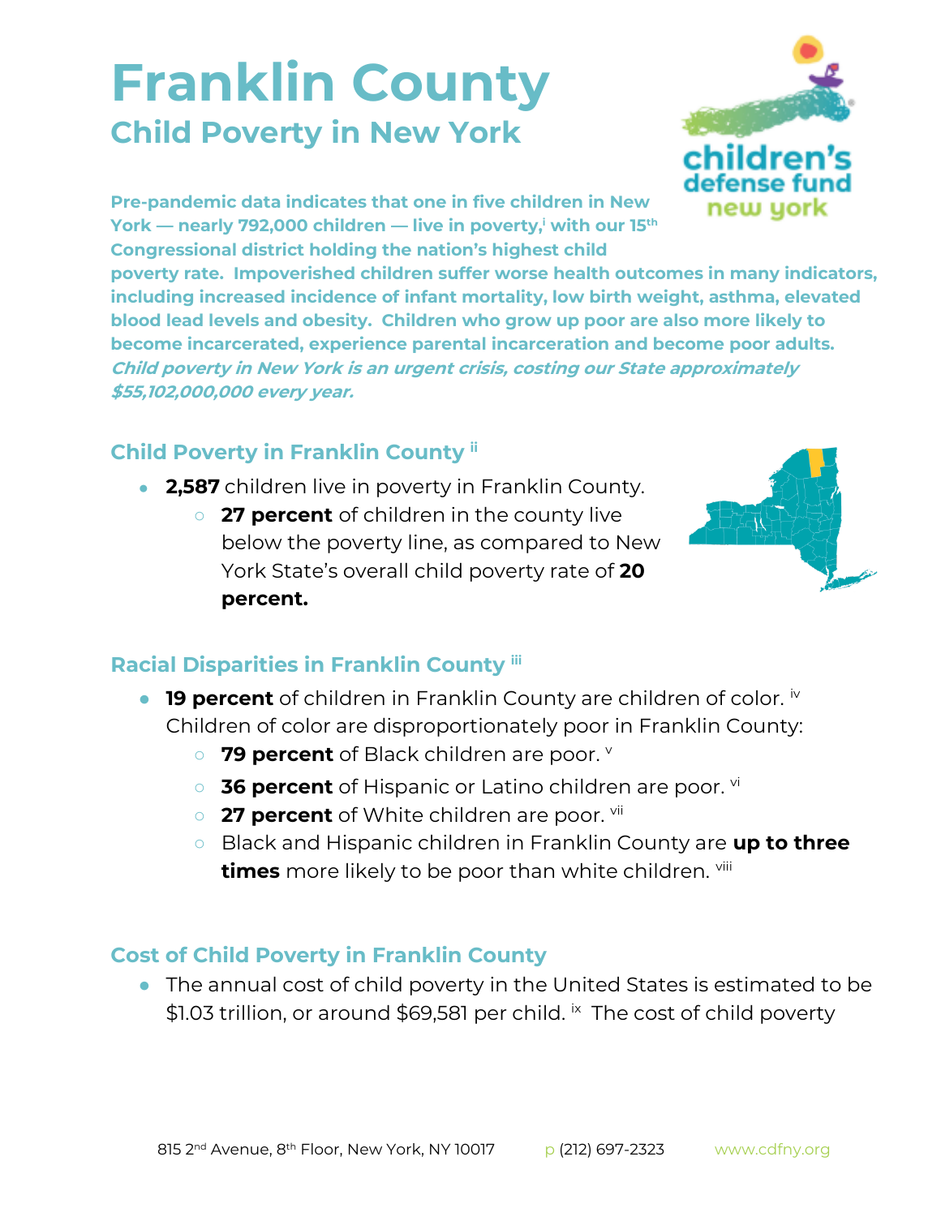# Franklin County

## Child Poverty in New York

**Pre-pandemic data indicates that one in five children in New York — nearly 792,000 children — live in poverty,[i] with our 15th Congressional district holding the nation's highest child poverty rate. Impoverished children suffer worse health outcomes in many indicators, including increased incidence of infant mortality, low birth weight, asthma, elevated blood lead levels and obesity. Children who grow up poor are also more likely to become incarcerated, experience parental incarceration and become poor adults.** ***Child poverty in New York is an urgent crisis, costing our State approximately $55,102,000,000 every year.***

### Child Poverty in Franklin County [ii]

- **2,587** children live in poverty in Franklin County.
  - **27 percent** of children in the county live below the poverty line, as compared to New York State's overall child poverty rate of **20 percent.**

### Racial Disparities in Franklin County [iii]

- **19 percent** of children in Franklin County are children of color. [iv] Children of color are disproportionately poor in Franklin County:
  - **79 percent** of Black children are poor. [v]
  - **36 percent** of Hispanic or Latino children are poor. [vi]
  - **27 percent** of White children are poor. [vii]
  - Black and Hispanic children in Franklin County are **up to three times** more likely to be poor than white children. [viii]

### Cost of Child Poverty in Franklin County

- The annual cost of child poverty in the United States is estimated to be $1.03 trillion, or around $69,581 per child. [ix] The cost of child poverty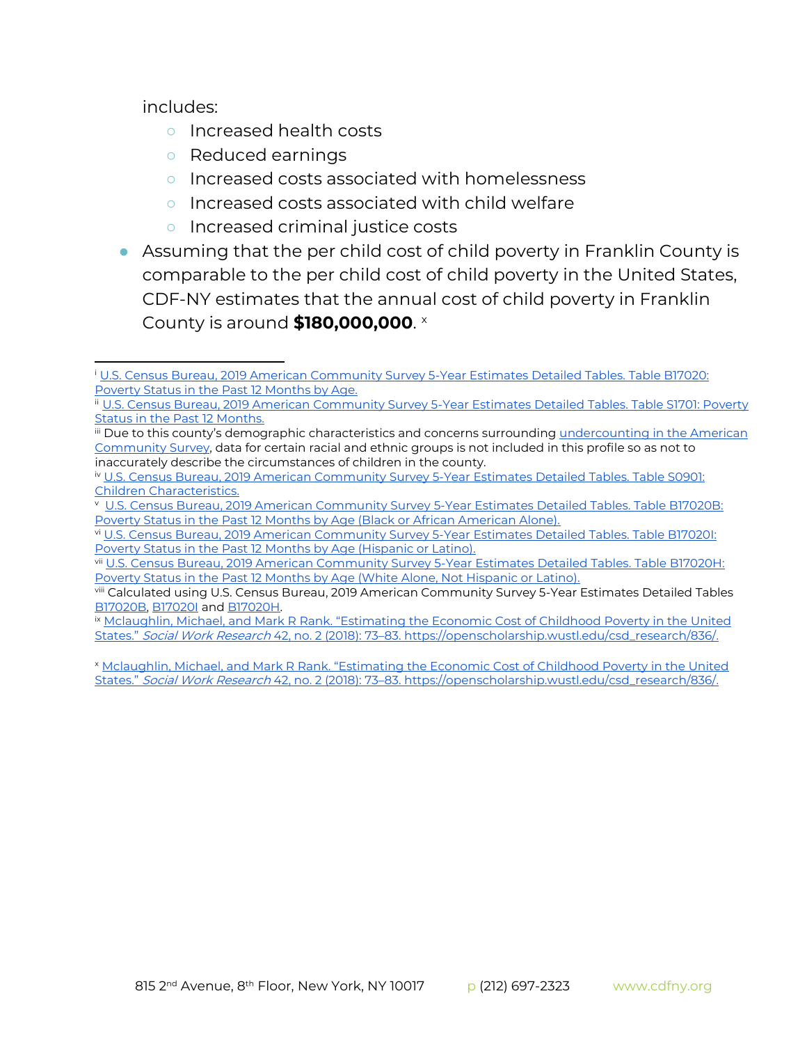includes:

- Increased health costs
- Reduced earnings
- Increased costs associated with homelessness
- Increased costs associated with child welfare
- Increased criminal justice costs

- Assuming that the per child cost of child poverty in Franklin County is comparable to the per child cost of child poverty in the United States, CDF-NY estimates that the annual cost of child poverty in Franklin County is around **$180,000,000**. [x]

---

[i] U.S. Census Bureau, 2019 American Community Survey 5-Year Estimates Detailed Tables. Table B17020: Poverty Status in the Past 12 Months by Age.

[ii] U.S. Census Bureau, 2019 American Community Survey 5-Year Estimates Detailed Tables. Table S1701: Poverty Status in the Past 12 Months.

[iii] Due to this county's demographic characteristics and concerns surrounding undercounting in the American Community Survey, data for certain racial and ethnic groups is not included in this profile so as not to inaccurately describe the circumstances of children in the county.

[iv] U.S. Census Bureau, 2019 American Community Survey 5-Year Estimates Detailed Tables. Table S0901: Children Characteristics.

[v] U.S. Census Bureau, 2019 American Community Survey 5-Year Estimates Detailed Tables. Table B17020B: Poverty Status in the Past 12 Months by Age (Black or African American Alone).

[vi] U.S. Census Bureau, 2019 American Community Survey 5-Year Estimates Detailed Tables. Table B17020I: Poverty Status in the Past 12 Months by Age (Hispanic or Latino).

[vii] U.S. Census Bureau, 2019 American Community Survey 5-Year Estimates Detailed Tables. Table B17020H: Poverty Status in the Past 12 Months by Age (White Alone, Not Hispanic or Latino).

[viii] Calculated using U.S. Census Bureau, 2019 American Community Survey 5-Year Estimates Detailed Tables B17020B, B17020I and B17020H.

[ix] Mclaughlin, Michael, and Mark R Rank. "Estimating the Economic Cost of Childhood Poverty in the United States." *Social Work Research* 42, no. 2 (2018): 73–83. https://openscholarship.wustl.edu/csd_research/836/.

[x] Mclaughlin, Michael, and Mark R Rank. "Estimating the Economic Cost of Childhood Poverty in the United States." *Social Work Research* 42, no. 2 (2018): 73–83. https://openscholarship.wustl.edu/csd_research/836/.